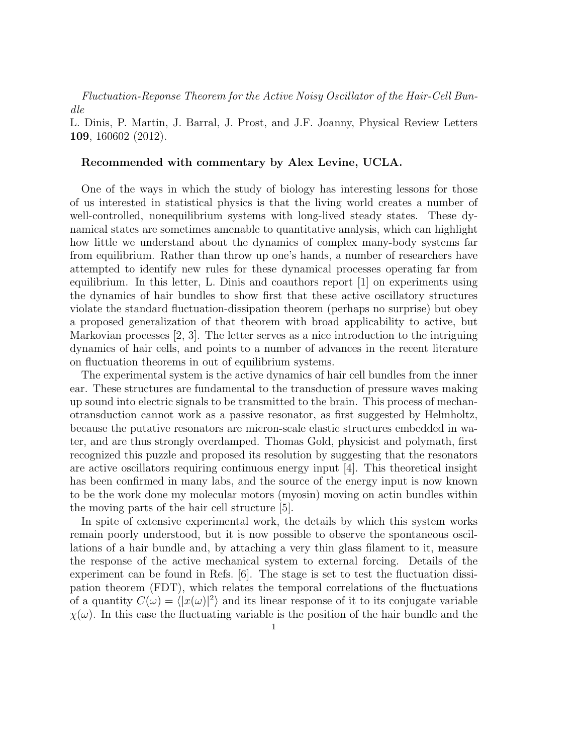*Fluctuation-Reponse Theorem for the Active Noisy Oscillator of the Hair-Cell Bundle*
L. Dinis, P. Martin, J. Barral, J. Prost, and J.F. Joanny, Physical Review Letters **109**, 160602 (2012).

**Recommended with commentary by Alex Levine, UCLA.**

One of the ways in which the study of biology has interesting lessons for those of us interested in statistical physics is that the living world creates a number of well-controlled, nonequilibrium systems with long-lived steady states. These dynamical states are sometimes amenable to quantitative analysis, which can highlight how little we understand about the dynamics of complex many-body systems far from equilibrium. Rather than throw up one's hands, a number of researchers have attempted to identify new rules for these dynamical processes operating far from equilibrium. In this letter, L. Dinis and coauthors report [1] on experiments using the dynamics of hair bundles to show first that these active oscillatory structures violate the standard fluctuation-dissipation theorem (perhaps no surprise) but obey a proposed generalization of that theorem with broad applicability to active, but Markovian processes [2, 3]. The letter serves as a nice introduction to the intriguing dynamics of hair cells, and points to a number of advances in the recent literature on fluctuation theorems in out of equilibrium systems.

The experimental system is the active dynamics of hair cell bundles from the inner ear. These structures are fundamental to the transduction of pressure waves making up sound into electric signals to be transmitted to the brain. This process of mechanotransduction cannot work as a passive resonator, as first suggested by Helmholtz, because the putative resonators are micron-scale elastic structures embedded in water, and are thus strongly overdamped. Thomas Gold, physicist and polymath, first recognized this puzzle and proposed its resolution by suggesting that the resonators are active oscillators requiring continuous energy input [4]. This theoretical insight has been confirmed in many labs, and the source of the energy input is now known to be the work done my molecular motors (myosin) moving on actin bundles within the moving parts of the hair cell structure [5].

In spite of extensive experimental work, the details by which this system works remain poorly understood, but it is now possible to observe the spontaneous oscillations of a hair bundle and, by attaching a very thin glass filament to it, measure the response of the active mechanical system to external forcing. Details of the experiment can be found in Refs. [6]. The stage is set to test the fluctuation dissipation theorem (FDT), which relates the temporal correlations of the fluctuations of a quantity $C(\omega) = \langle |x(\omega)|^2 \rangle$ and its linear response of it to its conjugate variable $\chi(\omega)$. In this case the fluctuating variable is the position of the hair bundle and the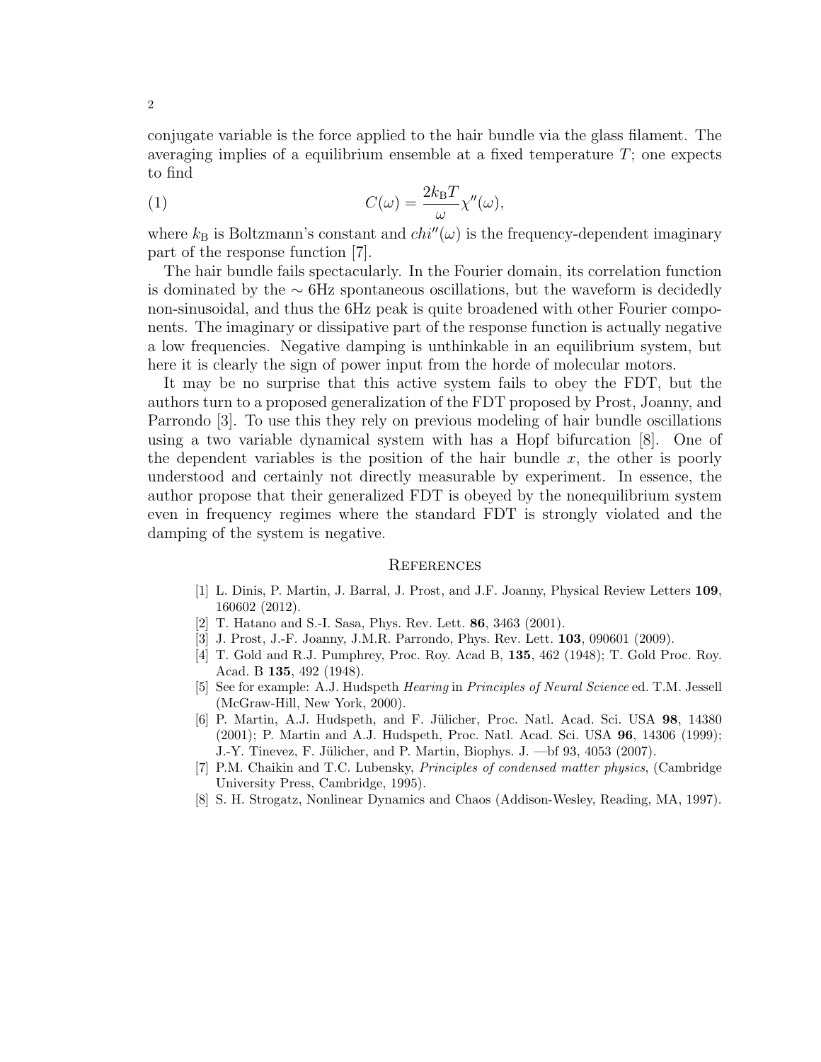conjugate variable is the force applied to the hair bundle via the glass filament. The averaging implies of a equilibrium ensemble at a fixed temperature $T$; one expects to find

$$C(\omega) = \frac{2k_{\mathrm{B}}T}{\omega}\chi''(\omega), \tag{1}$$

where $k_{\mathrm{B}}$ is Boltzmann's constant and $chi''(\omega)$ is the frequency-dependent imaginary part of the response function [7].

The hair bundle fails spectacularly. In the Fourier domain, its correlation function is dominated by the $\sim$ 6Hz spontaneous oscillations, but the waveform is decidedly non-sinusoidal, and thus the 6Hz peak is quite broadened with other Fourier components. The imaginary or dissipative part of the response function is actually negative a low frequencies. Negative damping is unthinkable in an equilibrium system, but here it is clearly the sign of power input from the horde of molecular motors.

It may be no surprise that this active system fails to obey the FDT, but the authors turn to a proposed generalization of the FDT proposed by Prost, Joanny, and Parrondo [3]. To use this they rely on previous modeling of hair bundle oscillations using a two variable dynamical system with has a Hopf bifurcation [8]. One of the dependent variables is the position of the hair bundle $x$, the other is poorly understood and certainly not directly measurable by experiment. In essence, the author propose that their generalized FDT is obeyed by the nonequilibrium system even in frequency regimes where the standard FDT is strongly violated and the damping of the system is negative.

## References

[1] L. Dinis, P. Martin, J. Barral, J. Prost, and J.F. Joanny, Physical Review Letters **109**, 160602 (2012).

[2] T. Hatano and S.-I. Sasa, Phys. Rev. Lett. **86**, 3463 (2001).

[3] J. Prost, J.-F. Joanny, J.M.R. Parrondo, Phys. Rev. Lett. **103**, 090601 (2009).

[4] T. Gold and R.J. Pumphrey, Proc. Roy. Acad B, **135**, 462 (1948); T. Gold Proc. Roy. Acad. B **135**, 492 (1948).

[5] See for example: A.J. Hudspeth *Hearing* in *Principles of Neural Science* ed. T.M. Jessell (McGraw-Hill, New York, 2000).

[6] P. Martin, A.J. Hudspeth, and F. Jülicher, Proc. Natl. Acad. Sci. USA **98**, 14380 (2001); P. Martin and A.J. Hudspeth, Proc. Natl. Acad. Sci. USA **96**, 14306 (1999); J.-Y. Tinevez, F. Jülicher, and P. Martin, Biophys. J. —bf 93, 4053 (2007).

[7] P.M. Chaikin and T.C. Lubensky, *Principles of condensed matter physics*, (Cambridge University Press, Cambridge, 1995).

[8] S. H. Strogatz, Nonlinear Dynamics and Chaos (Addison-Wesley, Reading, MA, 1997).